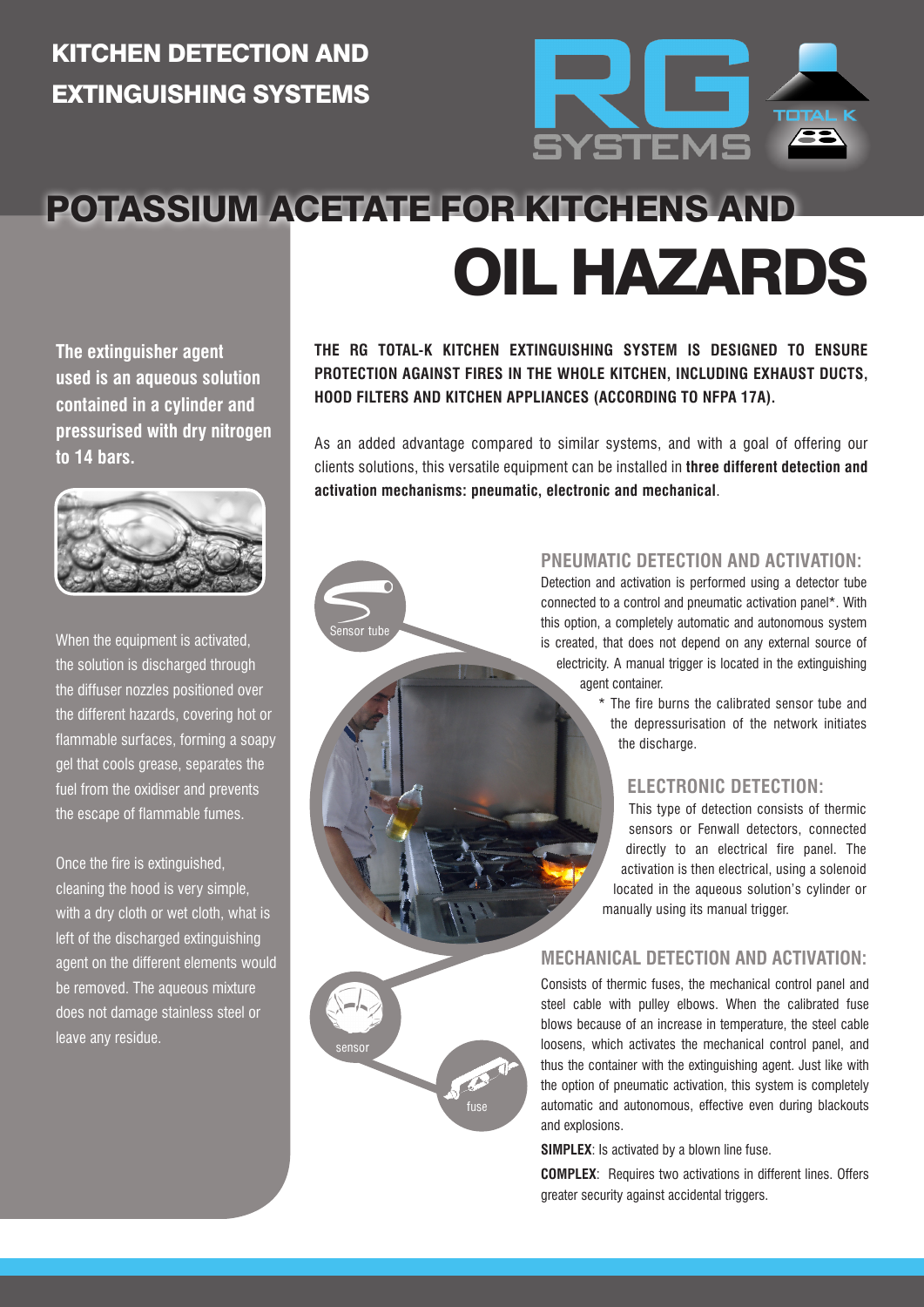# KITCHEN DETECTION AND EXTINGUISHING SYSTEMS

# POTASSIUM ACETATE FOR KITCHENS AND OIL HAZARDS

**The extinguisher agent used is an aqueous solution contained in a cylinder and pressurised with dry nitrogen to 14 bars.**

When the equipment is activated, the solution is discharged through the diffuser nozzles positioned over the different hazards, covering hot or flammable surfaces, forming a soapy gel that cools grease, separates the fuel from the oxidiser and prevents the escape of flammable fumes.

Once the fire is extinguished, cleaning the hood is very simple, with a dry cloth or wet cloth, what is left of the discharged extinguishing agent on the different elements would be removed. The aqueous mixture does not damage stainless steel or leave any residue.

**THE RG TOTAL-K KITCHEN EXTINGUISHING SYSTEM IS DESIGNED TO ENSURE PROTECTION AGAINST FIRES IN THE WHOLE KITCHEN, INCLUDING EXHAUST DUCTS, HOOD FILTERS AND KITCHEN APPLIANCES (ACCORDING TO NFPA 17A).**

As an added advantage compared to similar systems, and with a goal of offering our clients solutions, this versatile equipment can be installed in **three different detection and activation mechanisms: pneumatic, electronic and mechanical**.

## PNEUMATIC DETECTION AND ACTIVATION:

Detection and activation is performed using a detector tube connected to a control and pneumatic activation panel*. With this option, a completely automatic and autonomous system is created, that does not depend on any external source of electricity. A manual trigger is located in the extinguishing agent container.

* The fire burns the calibrated sensor tube and the depressurisation of the network initiates the discharge.

## ELECTRONIC DETECTION:

This type of detection consists of thermic sensors or Fenwall detectors, connected directly to an electrical fire panel. The activation is then electrical, using a solenoid located in the aqueous solution's cylinder or manually using its manual trigger.

## MECHANICAL DETECTION AND ACTIVATION:

Consists of thermic fuses, the mechanical control panel and steel cable with pulley elbows. When the calibrated fuse blows because of an increase in temperature, the steel cable loosens, which activates the mechanical control panel, and thus the container with the extinguishing agent. Just like with the option of pneumatic activation, this system is completely automatic and autonomous, effective even during blackouts and explosions.

**SIMPLEX**: Is activated by a blown line fuse.

**COMPLEX**: Requires two activations in different lines. Offers greater security against accidental triggers.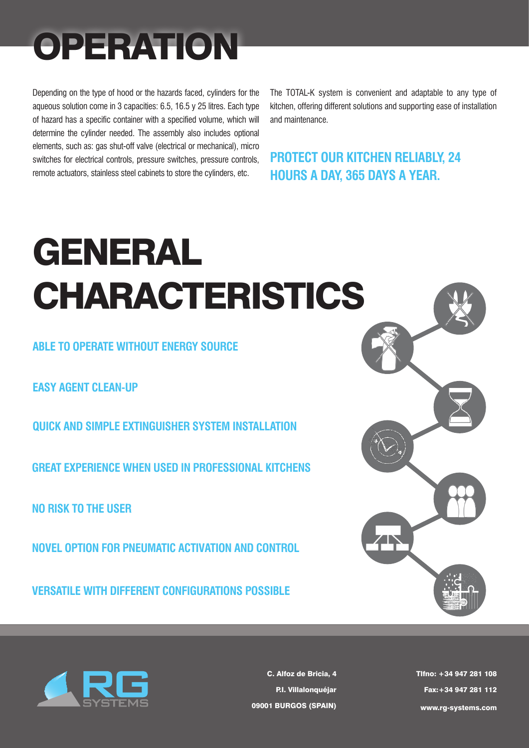# OPERATION

Depending on the type of hood or the hazards faced, cylinders for the aqueous solution come in 3 capacities: 6.5, 16.5 y 25 litres. Each type of hazard has a specific container with a specified volume, which will determine the cylinder needed. The assembly also includes optional elements, such as: gas shut-off valve (electrical or mechanical), micro switches for electrical controls, pressure switches, pressure controls, remote actuators, stainless steel cabinets to store the cylinders, etc.

The TOTAL-K system is convenient and adaptable to any type of kitchen, offering different solutions and supporting ease of installation and maintenance.

**PROTECT OUR KITCHEN RELIABLY, 24 HOURS A DAY, 365 DAYS A YEAR.**

# GENERAL CHARACTERISTICS

**ABLE TO OPERATE WITHOUT ENERGY SOURCE**

**EASY AGENT CLEAN-UP**

**QUICK AND SIMPLE EXTINGUISHER SYSTEM INSTALLATION**

**GREAT EXPERIENCE WHEN USED IN PROFESSIONAL KITCHENS**

**NO RISK TO THE USER**

**NOVEL OPTION FOR PNEUMATIC ACTIVATION AND CONTROL**

**VERSATILE WITH DIFFERENT CONFIGURATIONS POSSIBLE**

RG SYSTEMS

C. Alfoz de Bricia, 4
P.I. Villalonquéjar
09001 BURGOS (SPAIN)

Tlfno: +34 947 281 108
Fax: +34 947 281 112
www.rg-systems.com